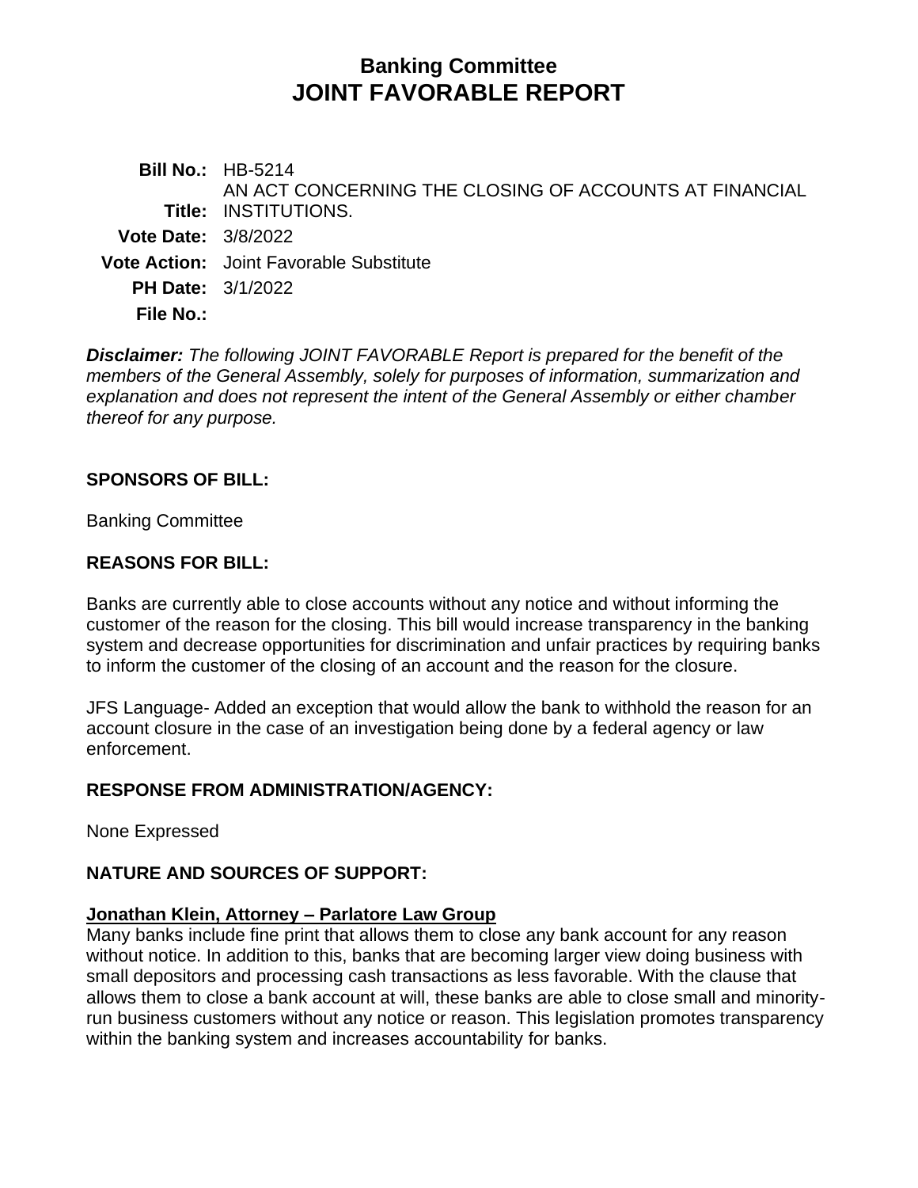# Banking Committee
# JOINT FAVORABLE REPORT

**Bill No.:** HB-5214

**Title:** AN ACT CONCERNING THE CLOSING OF ACCOUNTS AT FINANCIAL INSTITUTIONS.

**Vote Date:** 3/8/2022

**Vote Action:** Joint Favorable Substitute

**PH Date:** 3/1/2022

**File No.:**

***Disclaimer:*** *The following JOINT FAVORABLE Report is prepared for the benefit of the members of the General Assembly, solely for purposes of information, summarization and explanation and does not represent the intent of the General Assembly or either chamber thereof for any purpose.*

## SPONSORS OF BILL:

Banking Committee

## REASONS FOR BILL:

Banks are currently able to close accounts without any notice and without informing the customer of the reason for the closing. This bill would increase transparency in the banking system and decrease opportunities for discrimination and unfair practices by requiring banks to inform the customer of the closing of an account and the reason for the closure.

JFS Language- Added an exception that would allow the bank to withhold the reason for an account closure in the case of an investigation being done by a federal agency or law enforcement.

## RESPONSE FROM ADMINISTRATION/AGENCY:

None Expressed

## NATURE AND SOURCES OF SUPPORT:

**Jonathan Klein, Attorney – Parlatore Law Group**

Many banks include fine print that allows them to close any bank account for any reason without notice. In addition to this, banks that are becoming larger view doing business with small depositors and processing cash transactions as less favorable. With the clause that allows them to close a bank account at will, these banks are able to close small and minority-run business customers without any notice or reason. This legislation promotes transparency within the banking system and increases accountability for banks.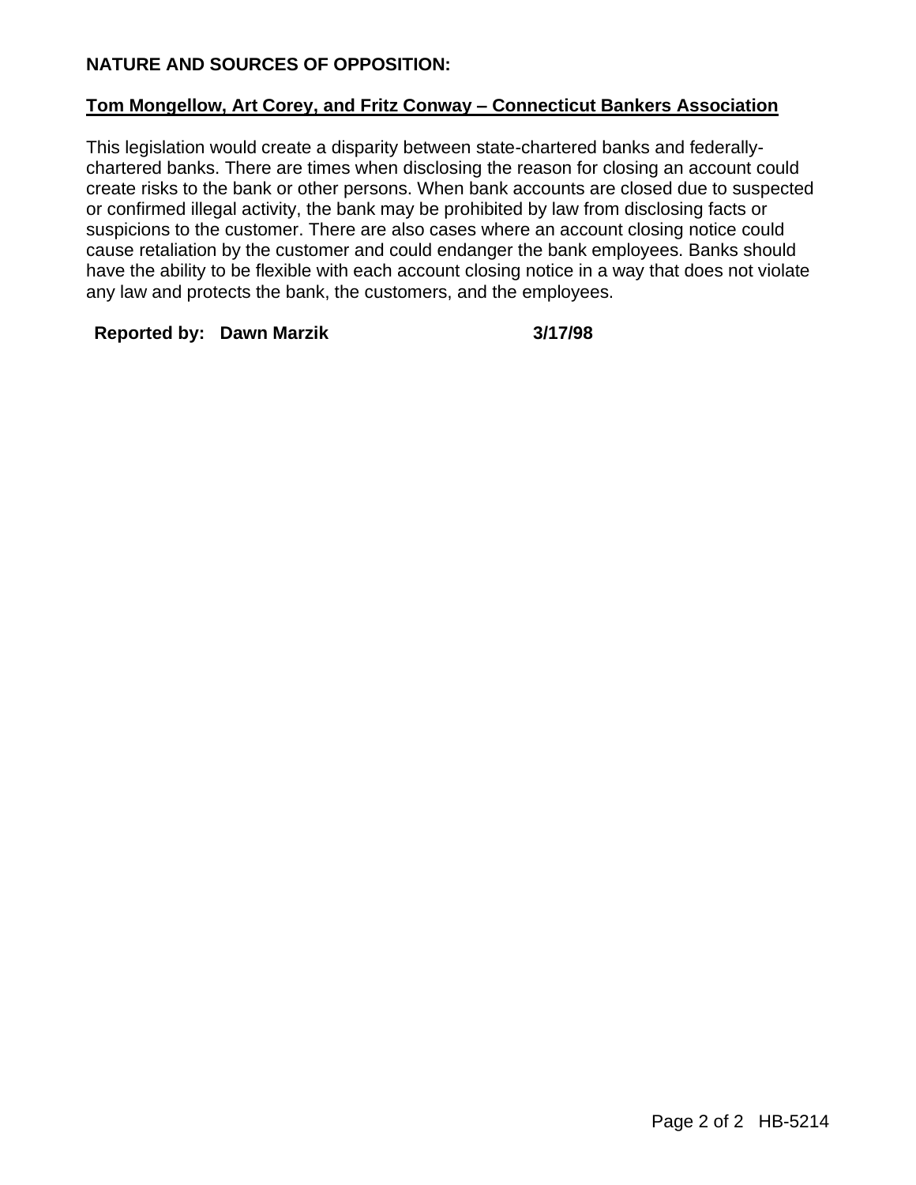**NATURE AND SOURCES OF OPPOSITION:**

**Tom Mongellow, Art Corey, and Fritz Conway – Connecticut Bankers Association**

This legislation would create a disparity between state-chartered banks and federally-chartered banks. There are times when disclosing the reason for closing an account could create risks to the bank or other persons. When bank accounts are closed due to suspected or confirmed illegal activity, the bank may be prohibited by law from disclosing facts or suspicions to the customer. There are also cases where an account closing notice could cause retaliation by the customer and could endanger the bank employees. Banks should have the ability to be flexible with each account closing notice in a way that does not violate any law and protects the bank, the customers, and the employees.

**Reported by: Dawn Marzik** **3/17/98**